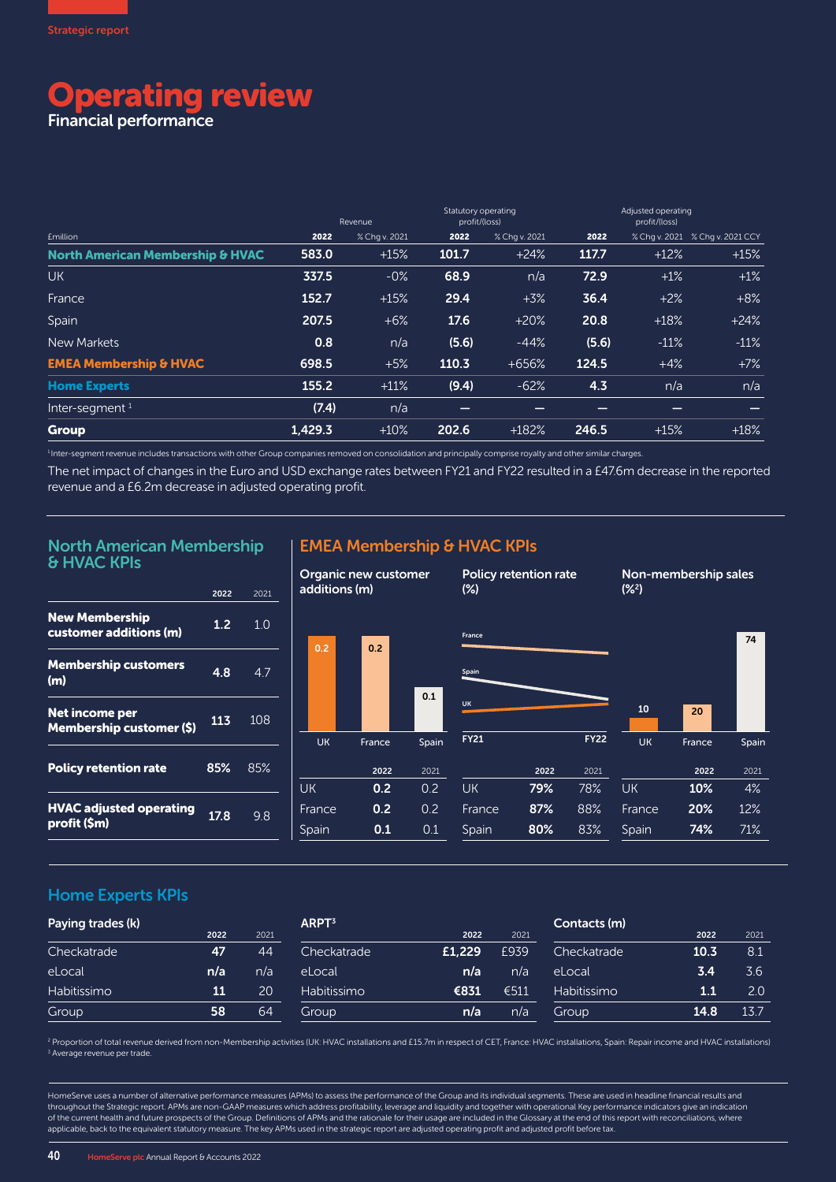Strategic report

# Operating review

## Financial performance

| £million | Revenue 2022 | Revenue % Chg v. 2021 | Statutory operating profit/(loss) 2022 | Statutory operating profit/(loss) % Chg v. 2021 | Adjusted operating profit/(loss) 2022 | Adjusted operating profit/(loss) % Chg v. 2021 | Adjusted operating profit/(loss) % Chg v. 2021 CCY |
|---|---|---|---|---|---|---|---|
| **North American Membership & HVAC** | **583.0** | +15% | **101.7** | +24% | **117.7** | +12% | +15% |
| UK | **337.5** | -0% | **68.9** | n/a | **72.9** | +1% | +1% |
| France | **152.7** | +15% | **29.4** | +3% | **36.4** | +2% | +8% |
| Spain | **207.5** | +6% | **17.6** | +20% | **20.8** | +18% | +24% |
| New Markets | **0.8** | n/a | **(5.6)** | -44% | **(5.6)** | -11% | -11% |
| **EMEA Membership & HVAC** | **698.5** | +5% | **110.3** | +656% | **124.5** | +4% | +7% |
| **Home Experts** | **155.2** | +11% | **(9.4)** | -62% | **4.3** | n/a | n/a |
| Inter-segment [1] | **(7.4)** | n/a | – | – | – | – | – |
| **Group** | **1,429.3** | +10% | **202.6** | +182% | **246.5** | +15% | +18% |

[1] Inter-segment revenue includes transactions with other Group companies removed on consolidation and principally comprise royalty and other similar charges.

The net impact of changes in the Euro and USD exchange rates between FY21 and FY22 resulted in a £47.6m decrease in the reported revenue and a £6.2m decrease in adjusted operating profit.

### North American Membership & HVAC KPIs

| | 2022 | 2021 |
|---|---|---|
| **New Membership customer additions (m)** | **1.2** | 1.0 |
| **Membership customers (m)** | **4.8** | 4.7 |
| **Net income per Membership customer ($)** | **113** | 108 |
| **Policy retention rate** | **85%** | 85% |
| **HVAC adjusted operating profit ($m)** | **17.8** | 9.8 |

### EMEA Membership & HVAC KPIs

**Organic new customer additions (m)**

| | 2022 | 2021 |
|---|---|---|
| UK | **0.2** | 0.2 |
| France | **0.2** | 0.2 |
| Spain | **0.1** | 0.1 |

**Policy retention rate (%)**

| | 2022 | 2021 |
|---|---|---|
| UK | **79%** | 78% |
| France | **87%** | 88% |
| Spain | **80%** | 83% |

**Non-membership sales (%[2])**

| | 2022 | 2021 |
|---|---|---|
| UK | **10%** | 4% |
| France | **20%** | 12% |
| Spain | **74%** | 71% |

### Home Experts KPIs

**Paying trades (k)**

| | 2022 | 2021 |
|---|---|---|
| Checkatrade | **47** | 44 |
| eLocal | **n/a** | n/a |
| Habitissimo | **11** | 20 |
| Group | **58** | 64 |

**ARPT[3]**

| | 2022 | 2021 |
|---|---|---|
| Checkatrade | **£1,229** | £939 |
| eLocal | **n/a** | n/a |
| Habitissimo | **€831** | €511 |
| Group | **n/a** | n/a |

**Contacts (m)**

| | 2022 | 2021 |
|---|---|---|
| Checkatrade | **10.3** | 8.1 |
| eLocal | **3.4** | 3.6 |
| Habitissimo | **1.1** | 2.0 |
| Group | **14.8** | 13.7 |

[2] Proportion of total revenue derived from non-Membership activities (UK: HVAC installations and £15.7m in respect of CET, France: HVAC installations, Spain: Repair income and HVAC installations)
[3] Average revenue per trade.

HomeServe uses a number of alternative performance measures (APMs) to assess the performance of the Group and its individual segments. These are used in headline financial results and throughout the Strategic report. APMs are non-GAAP measures which address profitability, leverage and liquidity and together with operational Key performance indicators give an indication of the current health and future prospects of the Group. Definitions of APMs and the rationale for their usage are included in the Glossary at the end of this report with reconciliations, where applicable, back to the equivalent statutory measure. The key APMs used in the strategic report are adjusted operating profit and adjusted profit before tax.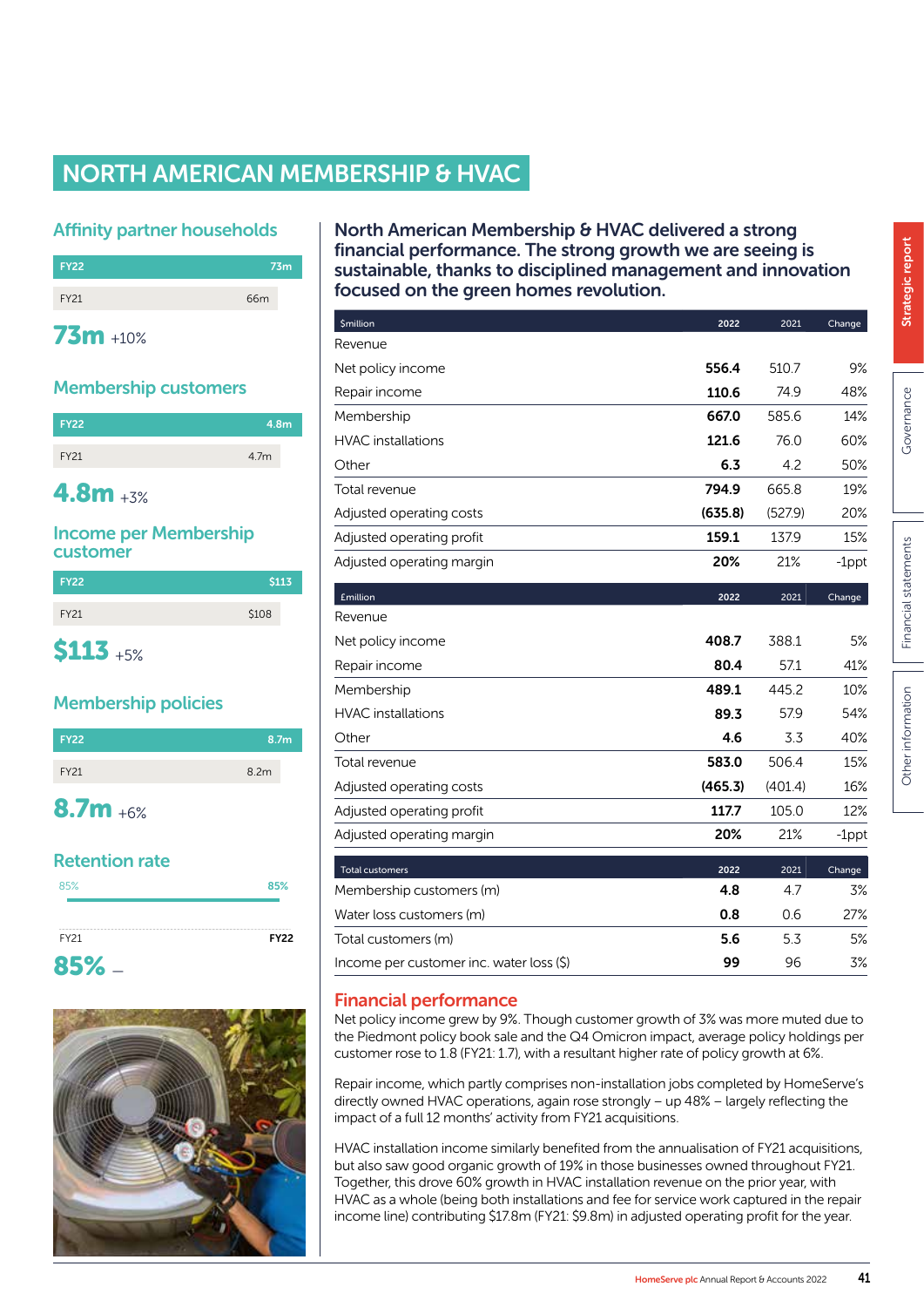# NORTH AMERICAN MEMBERSHIP & HVAC

## Affinity partner households

| | |
|---|---|
| FY22 | 73m |
| FY21 | 66m |

**73m** +10%

## Membership customers

| | |
|---|---|
| FY22 | 4.8m |
| FY21 | 4.7m |

**4.8m** +3%

## Income per Membership customer

| | |
|---|---|
| FY22 | $113 |
| FY21 | $108 |

**$113** +5%

## Membership policies

| | |
|---|---|
| FY22 | 8.7m |
| FY21 | 8.2m |

**8.7m** +6%

## Retention rate

| | |
|---|---|
| FY21 | 85% |
| FY22 | 85% |

**85%** –

### North American Membership & HVAC delivered a strong financial performance. The strong growth we are seeing is sustainable, thanks to disciplined management and innovation focused on the green homes revolution.

| $million | 2022 | 2021 | Change |
|---|---|---|---|
| Revenue | | | |
| Net policy income | **556.4** | 510.7 | 9% |
| Repair income | **110.6** | 74.9 | 48% |
| Membership | **667.0** | 585.6 | 14% |
| HVAC installations | **121.6** | 76.0 | 60% |
| Other | **6.3** | 4.2 | 50% |
| Total revenue | **794.9** | 665.8 | 19% |
| Adjusted operating costs | **(635.8)** | (527.9) | 20% |
| Adjusted operating profit | **159.1** | 137.9 | 15% |
| Adjusted operating margin | **20%** | 21% | -1ppt |

| £million | 2022 | 2021 | Change |
|---|---|---|---|
| Revenue | | | |
| Net policy income | **408.7** | 388.1 | 5% |
| Repair income | **80.4** | 57.1 | 41% |
| Membership | **489.1** | 445.2 | 10% |
| HVAC installations | **89.3** | 57.9 | 54% |
| Other | **4.6** | 3.3 | 40% |
| Total revenue | **583.0** | 506.4 | 15% |
| Adjusted operating costs | **(465.3)** | (401.4) | 16% |
| Adjusted operating profit | **117.7** | 105.0 | 12% |
| Adjusted operating margin | **20%** | 21% | -1ppt |

| Total customers | 2022 | 2021 | Change |
|---|---|---|---|
| Membership customers (m) | **4.8** | 4.7 | 3% |
| Water loss customers (m) | **0.8** | 0.6 | 27% |
| Total customers (m) | **5.6** | 5.3 | 5% |
| Income per customer inc. water loss ($) | **99** | 96 | 3% |

## Financial performance

Net policy income grew by 9%. Though customer growth of 3% was more muted due to the Piedmont policy book sale and the Q4 Omicron impact, average policy holdings per customer rose to 1.8 (FY21: 1.7), with a resultant higher rate of policy growth at 6%.

Repair income, which partly comprises non-installation jobs completed by HomeServe's directly owned HVAC operations, again rose strongly – up 48% – largely reflecting the impact of a full 12 months' activity from FY21 acquisitions.

HVAC installation income similarly benefited from the annualisation of FY21 acquisitions, but also saw good organic growth of 19% in those businesses owned throughout FY21. Together, this drove 60% growth in HVAC installation revenue on the prior year, with HVAC as a whole (being both installations and fee for service work captured in the repair income line) contributing $17.8m (FY21: $9.8m) in adjusted operating profit for the year.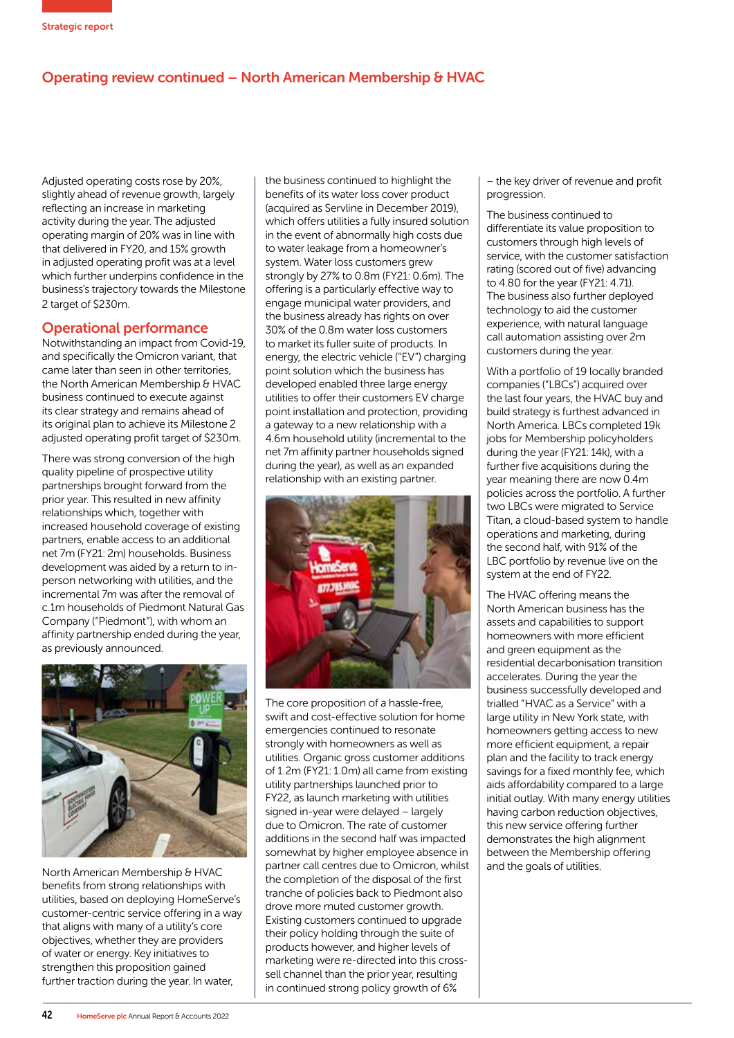## Operating review continued – North American Membership & HVAC

Adjusted operating costs rose by 20%, slightly ahead of revenue growth, largely reflecting an increase in marketing activity during the year. The adjusted operating margin of 20% was in line with that delivered in FY20, and 15% growth in adjusted operating profit was at a level which further underpins confidence in the business's trajectory towards the Milestone 2 target of $230m.

### Operational performance

Notwithstanding an impact from Covid-19, and specifically the Omicron variant, that came later than seen in other territories, the North American Membership & HVAC business continued to execute against its clear strategy and remains ahead of its original plan to achieve its Milestone 2 adjusted operating profit target of $230m.

There was strong conversion of the high quality pipeline of prospective utility partnerships brought forward from the prior year. This resulted in new affinity relationships which, together with increased household coverage of existing partners, enable access to an additional net 7m (FY21: 2m) households. Business development was aided by a return to in-person networking with utilities, and the incremental 7m was after the removal of c.1m households of Piedmont Natural Gas Company ("Piedmont"), with whom an affinity partnership ended during the year, as previously announced.

North American Membership & HVAC benefits from strong relationships with utilities, based on deploying HomeServe's customer-centric service offering in a way that aligns with many of a utility's core objectives, whether they are providers of water or energy. Key initiatives to strengthen this proposition gained further traction during the year. In water, the business continued to highlight the benefits of its water loss cover product (acquired as Servline in December 2019), which offers utilities a fully insured solution in the event of abnormally high costs due to water leakage from a homeowner's system. Water loss customers grew strongly by 27% to 0.8m (FY21: 0.6m). The offering is a particularly effective way to engage municipal water providers, and the business already has rights on over 30% of the 0.8m water loss customers to market its fuller suite of products. In energy, the electric vehicle ("EV") charging point solution which the business has developed enabled three large energy utilities to offer their customers EV charge point installation and protection, providing a gateway to a new relationship with a 4.6m household utility (incremental to the net 7m affinity partner households signed during the year), as well as an expanded relationship with an existing partner.

The core proposition of a hassle-free, swift and cost-effective solution for home emergencies continued to resonate strongly with homeowners as well as utilities. Organic gross customer additions of 1.2m (FY21: 1.0m) all came from existing utility partnerships launched prior to FY22, as launch marketing with utilities signed in-year were delayed – largely due to Omicron. The rate of customer additions in the second half was impacted somewhat by higher employee absence in partner call centres due to Omicron, whilst the completion of the disposal of the first tranche of policies back to Piedmont also drove more muted customer growth. Existing customers continued to upgrade their policy holding through the suite of products however, and higher levels of marketing were re-directed into this cross-sell channel than the prior year, resulting in continued strong policy growth of 6% – the key driver of revenue and profit progression.

The business continued to differentiate its value proposition to customers through high levels of service, with the customer satisfaction rating (scored out of five) advancing to 4.80 for the year (FY21: 4.71). The business also further deployed technology to aid the customer experience, with natural language call automation assisting over 2m customers during the year.

With a portfolio of 19 locally branded companies ("LBCs") acquired over the last four years, the HVAC buy and build strategy is furthest advanced in North America. LBCs completed 19k jobs for Membership policyholders during the year (FY21: 14k), with a further five acquisitions during the year meaning there are now 0.4m policies across the portfolio. A further two LBCs were migrated to Service Titan, a cloud-based system to handle operations and marketing, during the second half, with 91% of the LBC portfolio by revenue live on the system at the end of FY22.

The HVAC offering means the North American business has the assets and capabilities to support homeowners with more efficient and green equipment as the residential decarbonisation transition accelerates. During the year the business successfully developed and trialled "HVAC as a Service" with a large utility in New York state, with homeowners getting access to new more efficient equipment, a repair plan and the facility to track energy savings for a fixed monthly fee, which aids affordability compared to a large initial outlay. With many energy utilities having carbon reduction objectives, this new service offering further demonstrates the high alignment between the Membership offering and the goals of utilities.